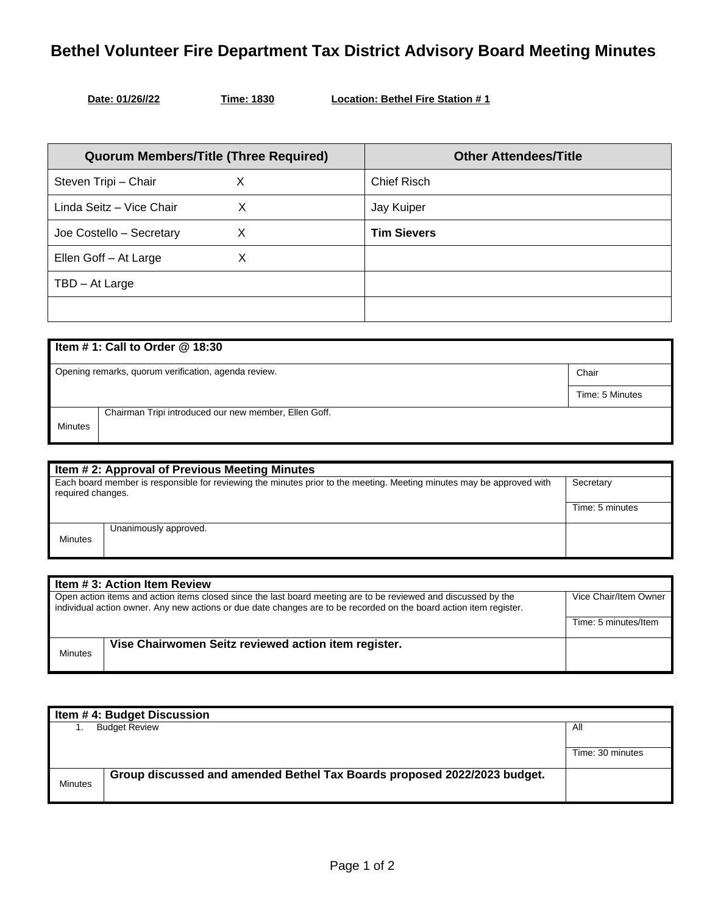# Bethel Volunteer Fire Department Tax District Advisory Board Meeting Minutes

**Date: 01/26//22** **Time: 1830** **Location: Bethel Fire Station # 1**

| Quorum Members/Title (Three Required) | | Other Attendees/Title |
|---|---|---|
| Steven Tripi – Chair | X | Chief Risch |
| Linda Seitz – Vice Chair | X | Jay Kuiper |
| Joe Costello – Secretary | X | **Tim Sievers** |
| Ellen Goff – At Large | X | |
| TBD – At Large | | |
| | | |

| **Item # 1: Call to Order @ 18:30** | | |
|---|---|---|
| Opening remarks, quorum verification, agenda review. | | Chair |
| | | Time: 5 Minutes |
| Minutes | Chairman Tripi introduced our new member, Ellen Goff. | |

| **Item # 2: Approval of Previous Meeting Minutes** | | |
|---|---|---|
| Each board member is responsible for reviewing the minutes prior to the meeting. Meeting minutes may be approved with required changes. | | Secretary |
| | | Time: 5 minutes |
| Minutes | Unanimously approved. | |

| **Item # 3: Action Item Review** | | |
|---|---|---|
| Open action items and action items closed since the last board meeting are to be reviewed and discussed by the individual action owner. Any new actions or due date changes are to be recorded on the board action item register. | | Vice Chair/Item Owner |
| | | Time: 5 minutes/Item |
| Minutes | **Vise Chairwomen Seitz reviewed action item register.** | |

| **Item # 4: Budget Discussion** | | |
|---|---|---|
| 1. Budget Review | | All |
| | | Time: 30 minutes |
| Minutes | **Group discussed and amended Bethel Tax Boards proposed 2022/2023 budget.** | |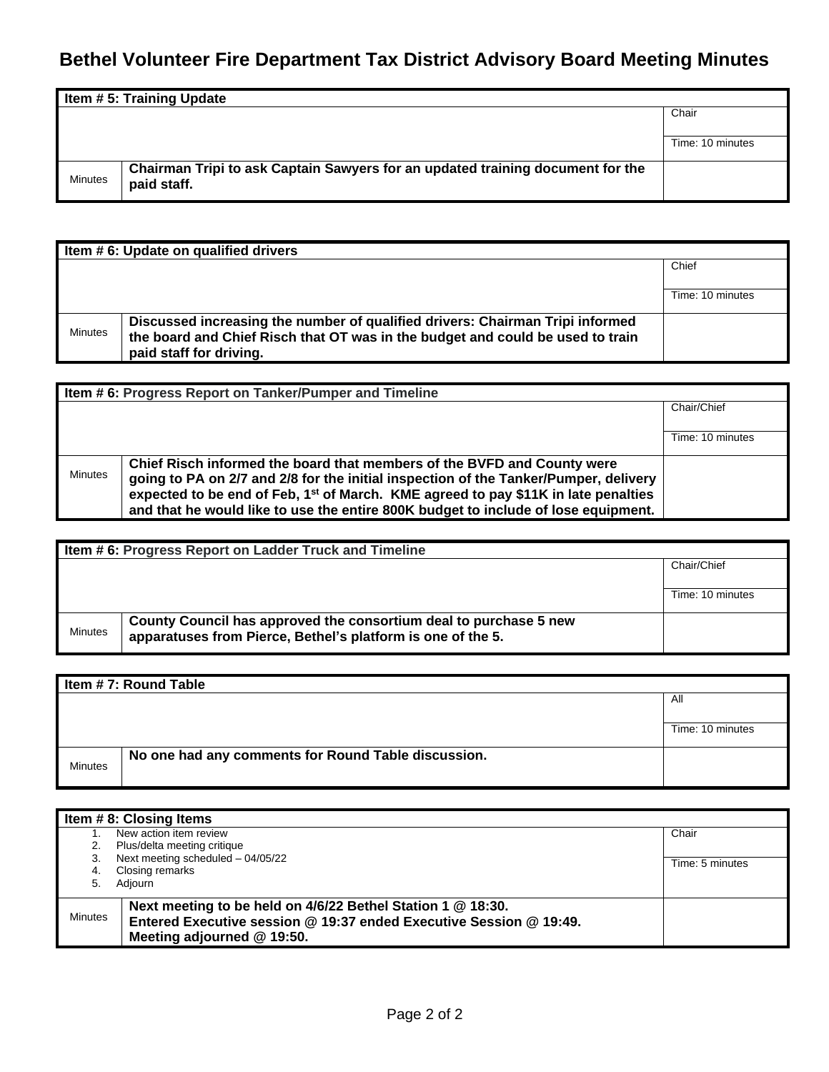# Bethel Volunteer Fire Department Tax District Advisory Board Meeting Minutes

| Item # 5: Training Update | | |
|---|---|---|
| | | Chair |
| | | Time: 10 minutes |
| Minutes | **Chairman Tripi to ask Captain Sawyers for an updated training document for the paid staff.** | |

| Item # 6: Update on qualified drivers | | |
|---|---|---|
| | | Chief |
| | | Time: 10 minutes |
| Minutes | **Discussed increasing the number of qualified drivers: Chairman Tripi informed the board and Chief Risch that OT was in the budget and could be used to train paid staff for driving.** | |

| Item # 6: Progress Report on Tanker/Pumper and Timeline | | |
|---|---|---|
| | | Chair/Chief |
| | | Time: 10 minutes |
| Minutes | **Chief Risch informed the board that members of the BVFD and County were going to PA on 2/7 and 2/8 for the initial inspection of the Tanker/Pumper, delivery expected to be end of Feb, 1st of March. KME agreed to pay $11K in late penalties and that he would like to use the entire 800K budget to include of lose equipment.** | |

| Item # 6: Progress Report on Ladder Truck and Timeline | | |
|---|---|---|
| | | Chair/Chief |
| | | Time: 10 minutes |
| Minutes | **County Council has approved the consortium deal to purchase 5 new apparatuses from Pierce, Bethel's platform is one of the 5.** | |

| Item # 7: Round Table | | |
|---|---|---|
| | | All |
| | | Time: 10 minutes |
| Minutes | **No one had any comments for Round Table discussion.** | |

| Item # 8: Closing Items | | |
|---|---|---|
| | 1. New action item review<br>2. Plus/delta meeting critique<br>3. Next meeting scheduled – 04/05/22<br>4. Closing remarks<br>5. Adjourn | Chair<br>Time: 5 minutes |
| Minutes | **Next meeting to be held on 4/6/22 Bethel Station 1 @ 18:30.<br>Entered Executive session @ 19:37 ended Executive Session @ 19:49.<br>Meeting adjourned @ 19:50.** | |